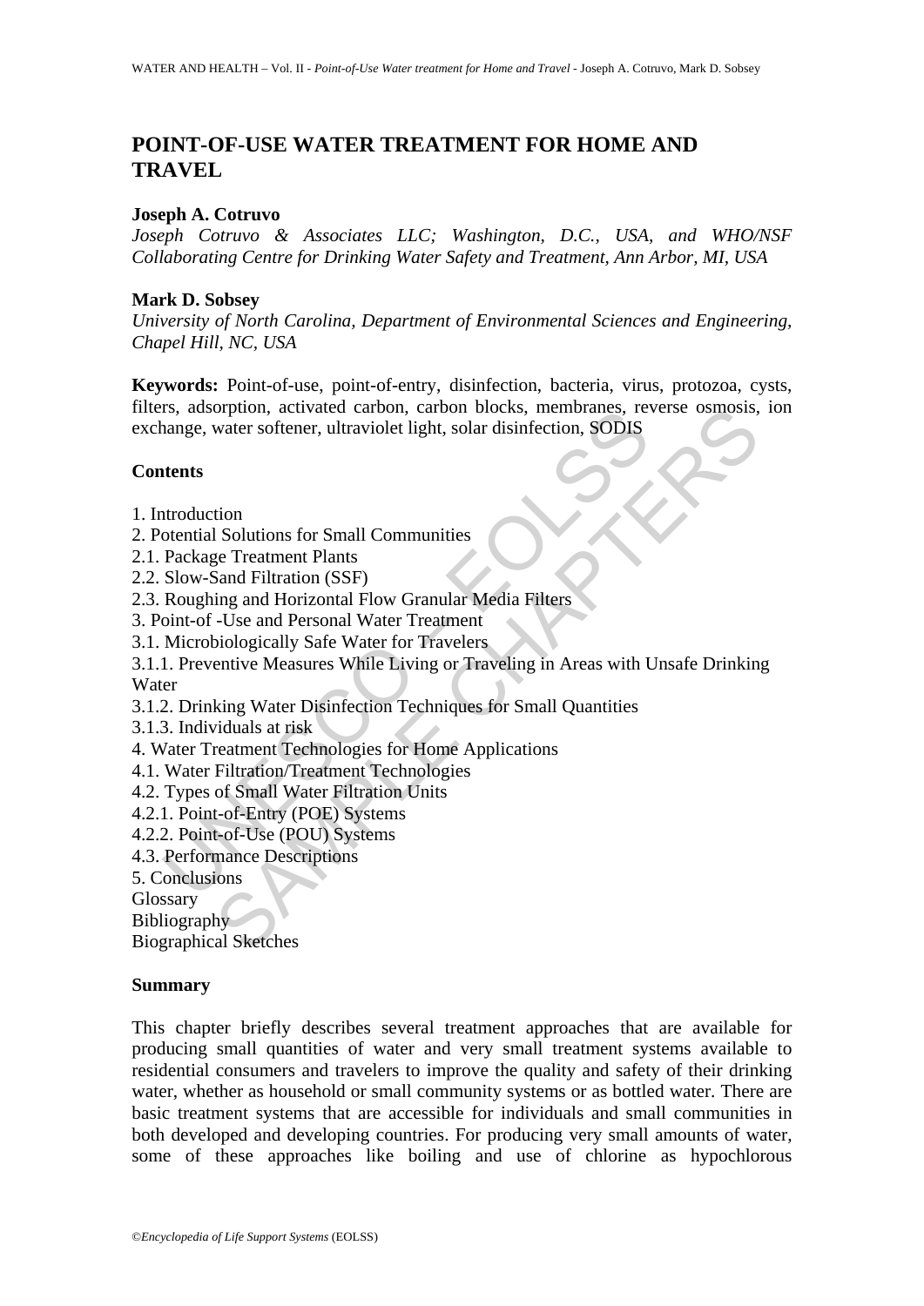# POINT-OF-USE WATER TREATMENT FOR HOME AND TRAVEL

**Joseph A. Cotruvo**

*Joseph Cotruvo & Associates LLC; Washington, D.C., USA, and WHO/NSF Collaborating Centre for Drinking Water Safety and Treatment, Ann Arbor, MI, USA*

**Mark D. Sobsey**

*University of North Carolina, Department of Environmental Sciences and Engineering, Chapel Hill, NC, USA*

**Keywords:** Point-of-use, point-of-entry, disinfection, bacteria, virus, protozoa, cysts, filters, adsorption, activated carbon, carbon blocks, membranes, reverse osmosis, ion exchange, water softener, ultraviolet light, solar disinfection, SODIS

## Contents

1. Introduction
2. Potential Solutions for Small Communities
2.1. Package Treatment Plants
2.2. Slow-Sand Filtration (SSF)
2.3. Roughing and Horizontal Flow Granular Media Filters
3. Point-of -Use and Personal Water Treatment
3.1. Microbiologically Safe Water for Travelers
3.1.1. Preventive Measures While Living or Traveling in Areas with Unsafe Drinking Water
3.1.2. Drinking Water Disinfection Techniques for Small Quantities
3.1.3. Individuals at risk
4. Water Treatment Technologies for Home Applications
4.1. Water Filtration/Treatment Technologies
4.2. Types of Small Water Filtration Units
4.2.1. Point-of-Entry (POE) Systems
4.2.2. Point-of-Use (POU) Systems
4.3. Performance Descriptions
5. Conclusions

Glossary
Bibliography
Biographical Sketches

## Summary

This chapter briefly describes several treatment approaches that are available for producing small quantities of water and very small treatment systems available to residential consumers and travelers to improve the quality and safety of their drinking water, whether as household or small community systems or as bottled water. There are basic treatment systems that are accessible for individuals and small communities in both developed and developing countries. For producing very small amounts of water, some of these approaches like boiling and use of chlorine as hypochlorous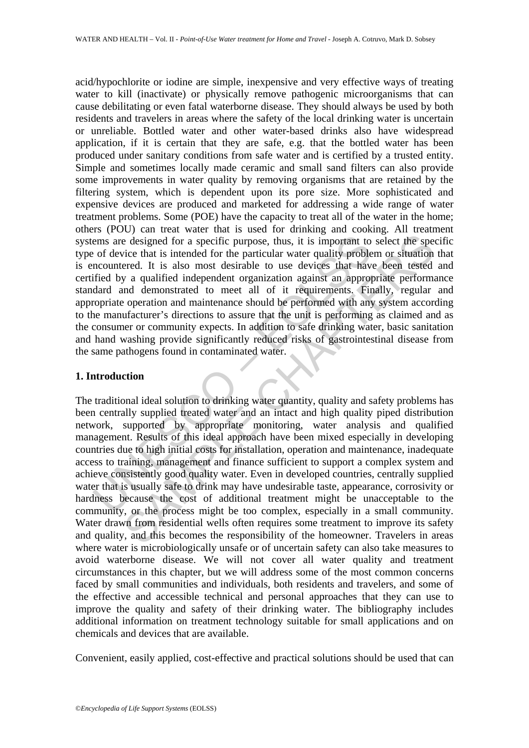acid/hypochlorite or iodine are simple, inexpensive and very effective ways of treating water to kill (inactivate) or physically remove pathogenic microorganisms that can cause debilitating or even fatal waterborne disease. They should always be used by both residents and travelers in areas where the safety of the local drinking water is uncertain or unreliable. Bottled water and other water-based drinks also have widespread application, if it is certain that they are safe, e.g. that the bottled water has been produced under sanitary conditions from safe water and is certified by a trusted entity. Simple and sometimes locally made ceramic and small sand filters can also provide some improvements in water quality by removing organisms that are retained by the filtering system, which is dependent upon its pore size. More sophisticated and expensive devices are produced and marketed for addressing a wide range of water treatment problems. Some (POE) have the capacity to treat all of the water in the home; others (POU) can treat water that is used for drinking and cooking. All treatment systems are designed for a specific purpose, thus, it is important to select the specific type of device that is intended for the particular water quality problem or situation that is encountered. It is also most desirable to use devices that have been tested and certified by a qualified independent organization against an appropriate performance standard and demonstrated to meet all of it requirements. Finally, regular and appropriate operation and maintenance should be performed with any system according to the manufacturer's directions to assure that the unit is performing as claimed and as the consumer or community expects. In addition to safe drinking water, basic sanitation and hand washing provide significantly reduced risks of gastrointestinal disease from the same pathogens found in contaminated water.

## 1. Introduction

The traditional ideal solution to drinking water quantity, quality and safety problems has been centrally supplied treated water and an intact and high quality piped distribution network, supported by appropriate monitoring, water analysis and qualified management. Results of this ideal approach have been mixed especially in developing countries due to high initial costs for installation, operation and maintenance, inadequate access to training, management and finance sufficient to support a complex system and achieve consistently good quality water. Even in developed countries, centrally supplied water that is usually safe to drink may have undesirable taste, appearance, corrosivity or hardness because the cost of additional treatment might be unacceptable to the community, or the process might be too complex, especially in a small community. Water drawn from residential wells often requires some treatment to improve its safety and quality, and this becomes the responsibility of the homeowner. Travelers in areas where water is microbiologically unsafe or of uncertain safety can also take measures to avoid waterborne disease. We will not cover all water quality and treatment circumstances in this chapter, but we will address some of the most common concerns faced by small communities and individuals, both residents and travelers, and some of the effective and accessible technical and personal approaches that they can use to improve the quality and safety of their drinking water. The bibliography includes additional information on treatment technology suitable for small applications and on chemicals and devices that are available.

Convenient, easily applied, cost-effective and practical solutions should be used that can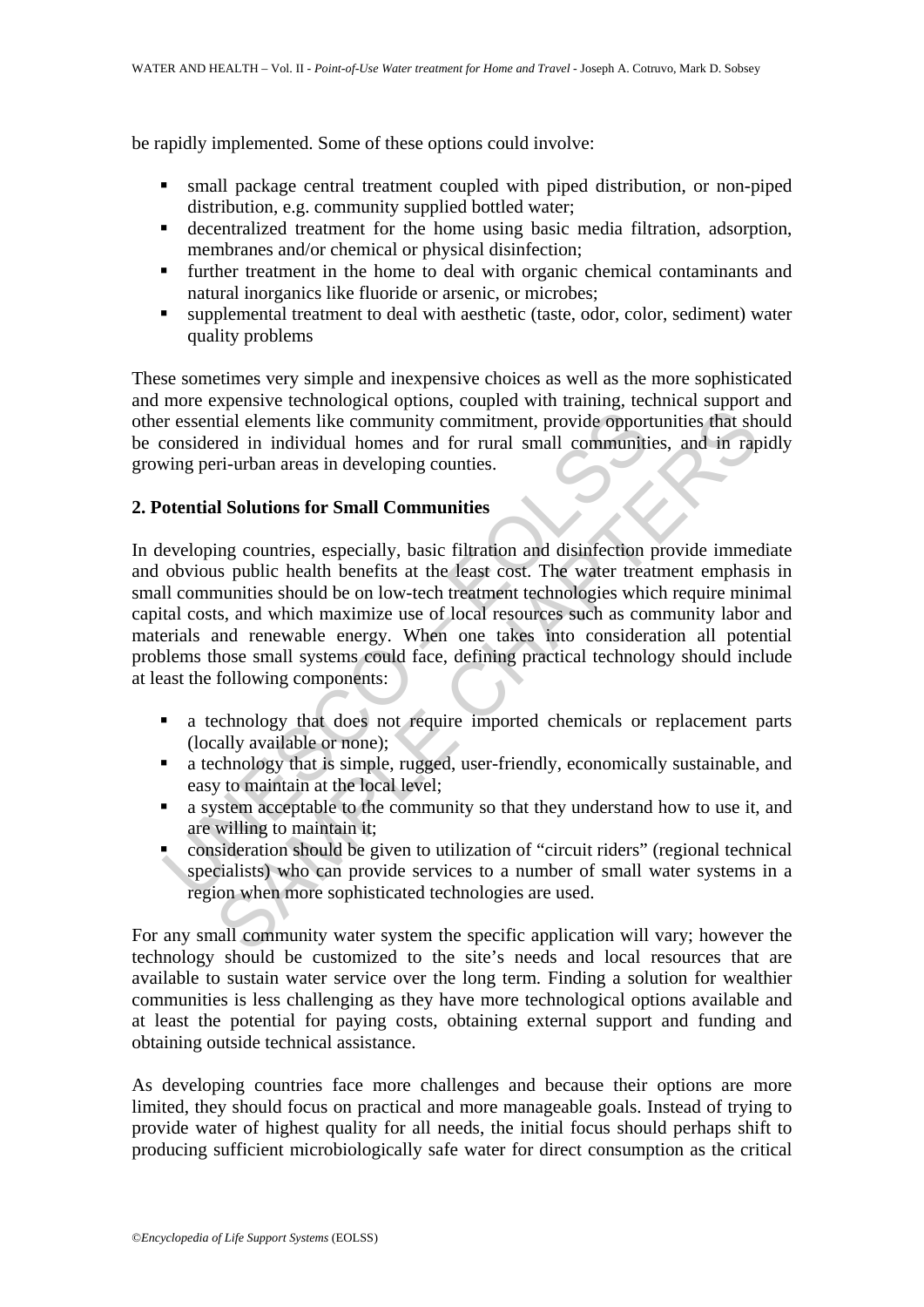be rapidly implemented. Some of these options could involve:

- small package central treatment coupled with piped distribution, or non-piped distribution, e.g. community supplied bottled water;
- decentralized treatment for the home using basic media filtration, adsorption, membranes and/or chemical or physical disinfection;
- further treatment in the home to deal with organic chemical contaminants and natural inorganics like fluoride or arsenic, or microbes;
- supplemental treatment to deal with aesthetic (taste, odor, color, sediment) water quality problems

These sometimes very simple and inexpensive choices as well as the more sophisticated and more expensive technological options, coupled with training, technical support and other essential elements like community commitment, provide opportunities that should be considered in individual homes and for rural small communities, and in rapidly growing peri-urban areas in developing counties.

## 2. Potential Solutions for Small Communities

In developing countries, especially, basic filtration and disinfection provide immediate and obvious public health benefits at the least cost. The water treatment emphasis in small communities should be on low-tech treatment technologies which require minimal capital costs, and which maximize use of local resources such as community labor and materials and renewable energy. When one takes into consideration all potential problems those small systems could face, defining practical technology should include at least the following components:

- a technology that does not require imported chemicals or replacement parts (locally available or none);
- a technology that is simple, rugged, user-friendly, economically sustainable, and easy to maintain at the local level;
- a system acceptable to the community so that they understand how to use it, and are willing to maintain it;
- consideration should be given to utilization of "circuit riders" (regional technical specialists) who can provide services to a number of small water systems in a region when more sophisticated technologies are used.

For any small community water system the specific application will vary; however the technology should be customized to the site's needs and local resources that are available to sustain water service over the long term. Finding a solution for wealthier communities is less challenging as they have more technological options available and at least the potential for paying costs, obtaining external support and funding and obtaining outside technical assistance.

As developing countries face more challenges and because their options are more limited, they should focus on practical and more manageable goals. Instead of trying to provide water of highest quality for all needs, the initial focus should perhaps shift to producing sufficient microbiologically safe water for direct consumption as the critical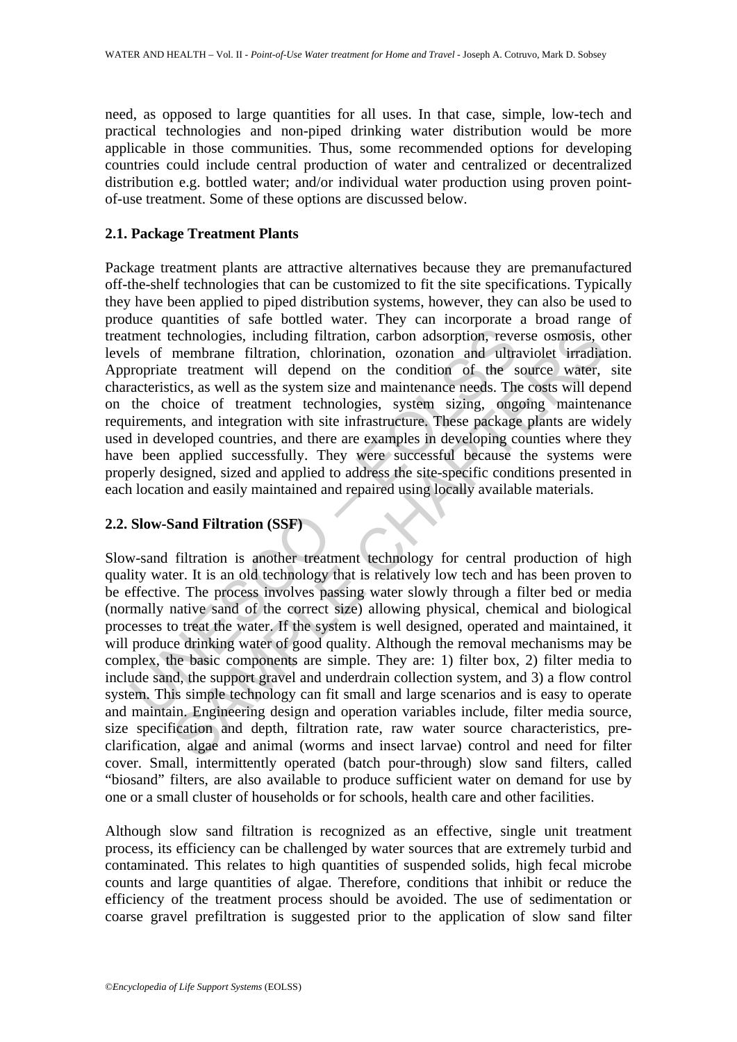need, as opposed to large quantities for all uses. In that case, simple, low-tech and practical technologies and non-piped drinking water distribution would be more applicable in those communities. Thus, some recommended options for developing countries could include central production of water and centralized or decentralized distribution e.g. bottled water; and/or individual water production using proven point-of-use treatment. Some of these options are discussed below.

### 2.1. Package Treatment Plants

Package treatment plants are attractive alternatives because they are premanufactured off-the-shelf technologies that can be customized to fit the site specifications. Typically they have been applied to piped distribution systems, however, they can also be used to produce quantities of safe bottled water. They can incorporate a broad range of treatment technologies, including filtration, carbon adsorption, reverse osmosis, other levels of membrane filtration, chlorination, ozonation and ultraviolet irradiation. Appropriate treatment will depend on the condition of the source water, site characteristics, as well as the system size and maintenance needs. The costs will depend on the choice of treatment technologies, system sizing, ongoing maintenance requirements, and integration with site infrastructure. These package plants are widely used in developed countries, and there are examples in developing counties where they have been applied successfully. They were successful because the systems were properly designed, sized and applied to address the site-specific conditions presented in each location and easily maintained and repaired using locally available materials.

### 2.2. Slow-Sand Filtration (SSF)

Slow-sand filtration is another treatment technology for central production of high quality water. It is an old technology that is relatively low tech and has been proven to be effective. The process involves passing water slowly through a filter bed or media (normally native sand of the correct size) allowing physical, chemical and biological processes to treat the water. If the system is well designed, operated and maintained, it will produce drinking water of good quality. Although the removal mechanisms may be complex, the basic components are simple. They are: 1) filter box, 2) filter media to include sand, the support gravel and underdrain collection system, and 3) a flow control system. This simple technology can fit small and large scenarios and is easy to operate and maintain. Engineering design and operation variables include, filter media source, size specification and depth, filtration rate, raw water source characteristics, pre-clarification, algae and animal (worms and insect larvae) control and need for filter cover. Small, intermittently operated (batch pour-through) slow sand filters, called "biosand" filters, are also available to produce sufficient water on demand for use by one or a small cluster of households or for schools, health care and other facilities.

Although slow sand filtration is recognized as an effective, single unit treatment process, its efficiency can be challenged by water sources that are extremely turbid and contaminated. This relates to high quantities of suspended solids, high fecal microbe counts and large quantities of algae. Therefore, conditions that inhibit or reduce the efficiency of the treatment process should be avoided. The use of sedimentation or coarse gravel prefiltration is suggested prior to the application of slow sand filter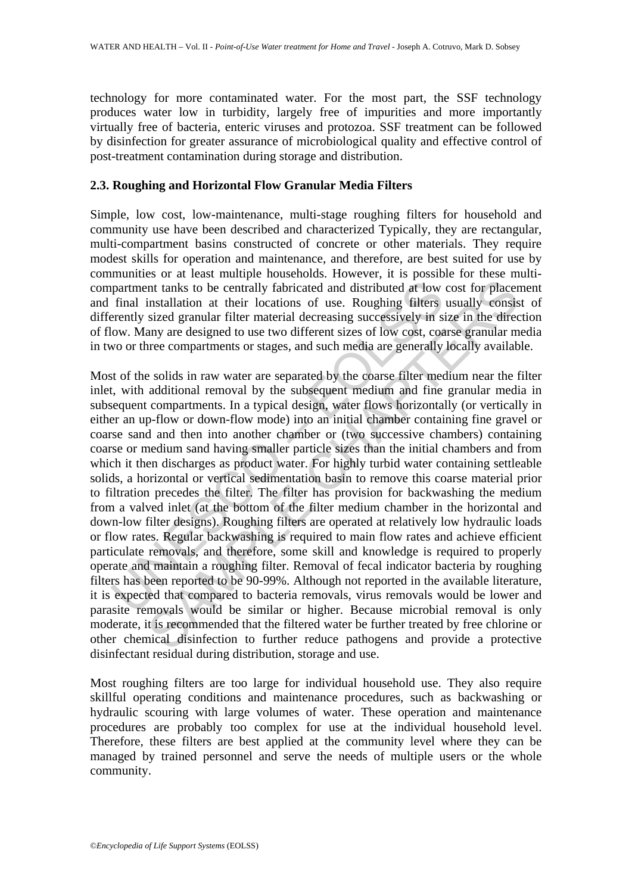technology for more contaminated water. For the most part, the SSF technology produces water low in turbidity, largely free of impurities and more importantly virtually free of bacteria, enteric viruses and protozoa. SSF treatment can be followed by disinfection for greater assurance of microbiological quality and effective control of post-treatment contamination during storage and distribution.

### 2.3. Roughing and Horizontal Flow Granular Media Filters

Simple, low cost, low-maintenance, multi-stage roughing filters for household and community use have been described and characterized Typically, they are rectangular, multi-compartment basins constructed of concrete or other materials. They require modest skills for operation and maintenance, and therefore, are best suited for use by communities or at least multiple households. However, it is possible for these multi-compartment tanks to be centrally fabricated and distributed at low cost for placement and final installation at their locations of use. Roughing filters usually consist of differently sized granular filter material decreasing successively in size in the direction of flow. Many are designed to use two different sizes of low cost, coarse granular media in two or three compartments or stages, and such media are generally locally available.

Most of the solids in raw water are separated by the coarse filter medium near the filter inlet, with additional removal by the subsequent medium and fine granular media in subsequent compartments. In a typical design, water flows horizontally (or vertically in either an up-flow or down-flow mode) into an initial chamber containing fine gravel or coarse sand and then into another chamber or (two successive chambers) containing coarse or medium sand having smaller particle sizes than the initial chambers and from which it then discharges as product water. For highly turbid water containing settleable solids, a horizontal or vertical sedimentation basin to remove this coarse material prior to filtration precedes the filter. The filter has provision for backwashing the medium from a valved inlet (at the bottom of the filter medium chamber in the horizontal and down-low filter designs). Roughing filters are operated at relatively low hydraulic loads or flow rates. Regular backwashing is required to main flow rates and achieve efficient particulate removals, and therefore, some skill and knowledge is required to properly operate and maintain a roughing filter. Removal of fecal indicator bacteria by roughing filters has been reported to be 90-99%. Although not reported in the available literature, it is expected that compared to bacteria removals, virus removals would be lower and parasite removals would be similar or higher. Because microbial removal is only moderate, it is recommended that the filtered water be further treated by free chlorine or other chemical disinfection to further reduce pathogens and provide a protective disinfectant residual during distribution, storage and use.

Most roughing filters are too large for individual household use. They also require skillful operating conditions and maintenance procedures, such as backwashing or hydraulic scouring with large volumes of water. These operation and maintenance procedures are probably too complex for use at the individual household level. Therefore, these filters are best applied at the community level where they can be managed by trained personnel and serve the needs of multiple users or the whole community.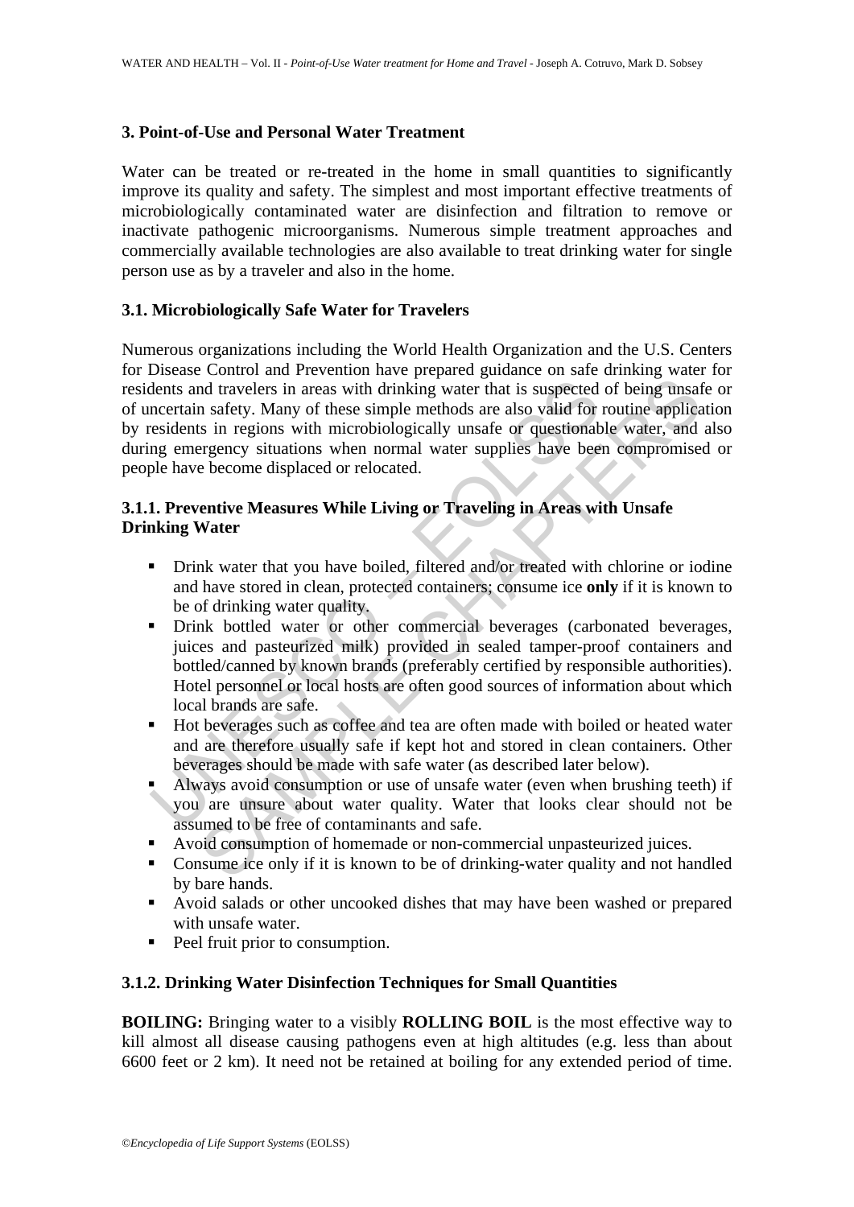## 3. Point-of-Use and Personal Water Treatment

Water can be treated or re-treated in the home in small quantities to significantly improve its quality and safety. The simplest and most important effective treatments of microbiologically contaminated water are disinfection and filtration to remove or inactivate pathogenic microorganisms. Numerous simple treatment approaches and commercially available technologies are also available to treat drinking water for single person use as by a traveler and also in the home.

### 3.1. Microbiologically Safe Water for Travelers

Numerous organizations including the World Health Organization and the U.S. Centers for Disease Control and Prevention have prepared guidance on safe drinking water for residents and travelers in areas with drinking water that is suspected of being unsafe or of uncertain safety. Many of these simple methods are also valid for routine application by residents in regions with microbiologically unsafe or questionable water, and also during emergency situations when normal water supplies have been compromised or people have become displaced or relocated.

#### 3.1.1. Preventive Measures While Living or Traveling in Areas with Unsafe Drinking Water

- Drink water that you have boiled, filtered and/or treated with chlorine or iodine and have stored in clean, protected containers; consume ice **only** if it is known to be of drinking water quality.
- Drink bottled water or other commercial beverages (carbonated beverages, juices and pasteurized milk) provided in sealed tamper-proof containers and bottled/canned by known brands (preferably certified by responsible authorities). Hotel personnel or local hosts are often good sources of information about which local brands are safe.
- Hot beverages such as coffee and tea are often made with boiled or heated water and are therefore usually safe if kept hot and stored in clean containers. Other beverages should be made with safe water (as described later below).
- Always avoid consumption or use of unsafe water (even when brushing teeth) if you are unsure about water quality. Water that looks clear should not be assumed to be free of contaminants and safe.
- Avoid consumption of homemade or non-commercial unpasteurized juices.
- Consume ice only if it is known to be of drinking-water quality and not handled by bare hands.
- Avoid salads or other uncooked dishes that may have been washed or prepared with unsafe water.
- Peel fruit prior to consumption.

#### 3.1.2. Drinking Water Disinfection Techniques for Small Quantities

**BOILING:** Bringing water to a visibly **ROLLING BOIL** is the most effective way to kill almost all disease causing pathogens even at high altitudes (e.g. less than about 6600 feet or 2 km). It need not be retained at boiling for any extended period of time.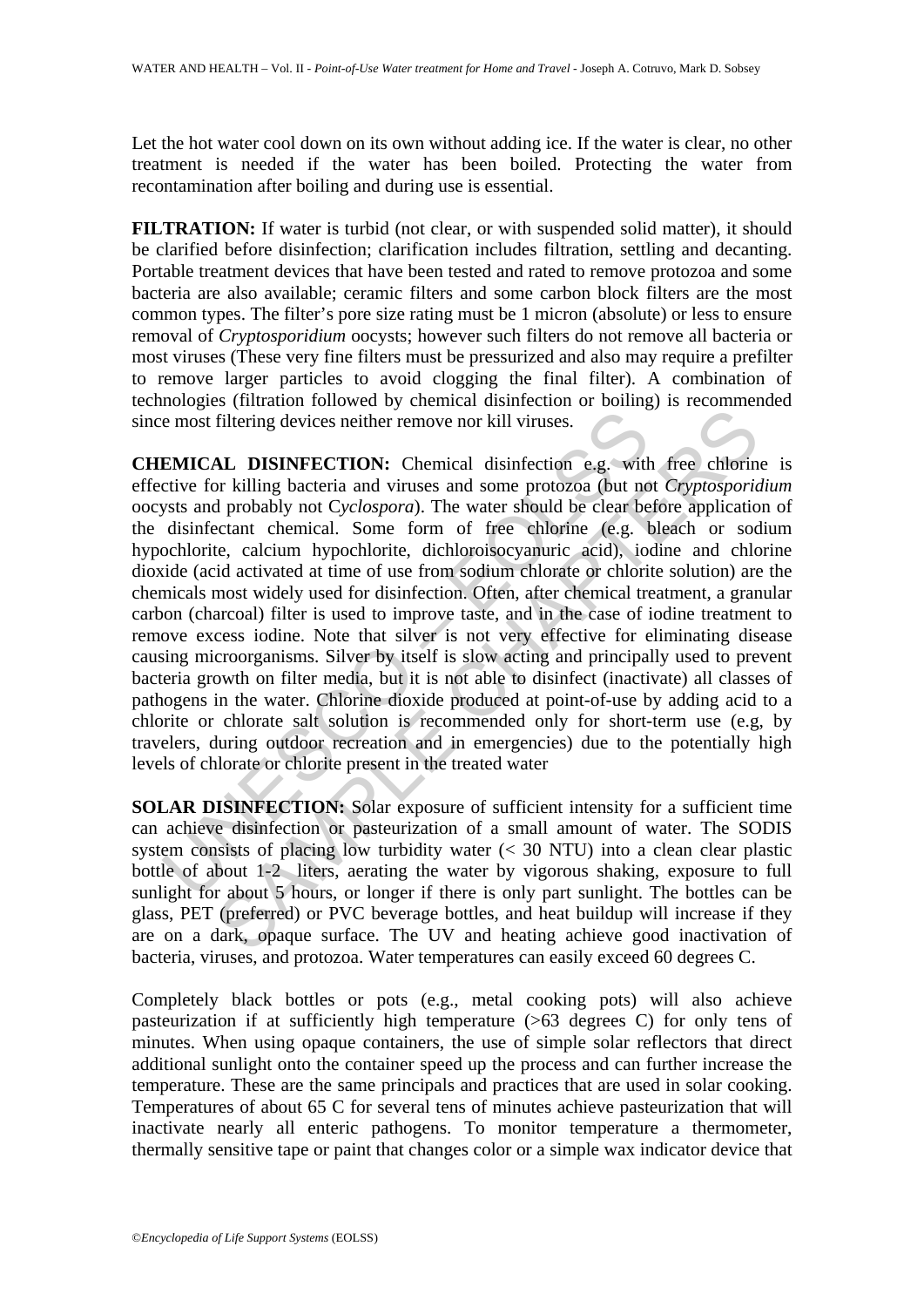Let the hot water cool down on its own without adding ice. If the water is clear, no other treatment is needed if the water has been boiled. Protecting the water from recontamination after boiling and during use is essential.

**FILTRATION:** If water is turbid (not clear, or with suspended solid matter), it should be clarified before disinfection; clarification includes filtration, settling and decanting. Portable treatment devices that have been tested and rated to remove protozoa and some bacteria are also available; ceramic filters and some carbon block filters are the most common types. The filter's pore size rating must be 1 micron (absolute) or less to ensure removal of *Cryptosporidium* oocysts; however such filters do not remove all bacteria or most viruses (These very fine filters must be pressurized and also may require a prefilter to remove larger particles to avoid clogging the final filter). A combination of technologies (filtration followed by chemical disinfection or boiling) is recommended since most filtering devices neither remove nor kill viruses.

**CHEMICAL DISINFECTION:** Chemical disinfection e.g. with free chlorine is effective for killing bacteria and viruses and some protozoa (but not *Cryptosporidium* oocysts and probably not C*yclospora*). The water should be clear before application of the disinfectant chemical. Some form of free chlorine (e.g. bleach or sodium hypochlorite, calcium hypochlorite, dichloroisocyanuric acid), iodine and chlorine dioxide (acid activated at time of use from sodium chlorate or chlorite solution) are the chemicals most widely used for disinfection. Often, after chemical treatment, a granular carbon (charcoal) filter is used to improve taste, and in the case of iodine treatment to remove excess iodine. Note that silver is not very effective for eliminating disease causing microorganisms. Silver by itself is slow acting and principally used to prevent bacteria growth on filter media, but it is not able to disinfect (inactivate) all classes of pathogens in the water. Chlorine dioxide produced at point-of-use by adding acid to a chlorite or chlorate salt solution is recommended only for short-term use (e.g, by travelers, during outdoor recreation and in emergencies) due to the potentially high levels of chlorate or chlorite present in the treated water

**SOLAR DISINFECTION:** Solar exposure of sufficient intensity for a sufficient time can achieve disinfection or pasteurization of a small amount of water. The SODIS system consists of placing low turbidity water (< 30 NTU) into a clean clear plastic bottle of about 1-2 liters, aerating the water by vigorous shaking, exposure to full sunlight for about 5 hours, or longer if there is only part sunlight. The bottles can be glass, PET (preferred) or PVC beverage bottles, and heat buildup will increase if they are on a dark, opaque surface. The UV and heating achieve good inactivation of bacteria, viruses, and protozoa. Water temperatures can easily exceed 60 degrees C.

Completely black bottles or pots (e.g., metal cooking pots) will also achieve pasteurization if at sufficiently high temperature (>63 degrees C) for only tens of minutes. When using opaque containers, the use of simple solar reflectors that direct additional sunlight onto the container speed up the process and can further increase the temperature. These are the same principals and practices that are used in solar cooking. Temperatures of about 65 C for several tens of minutes achieve pasteurization that will inactivate nearly all enteric pathogens. To monitor temperature a thermometer, thermally sensitive tape or paint that changes color or a simple wax indicator device that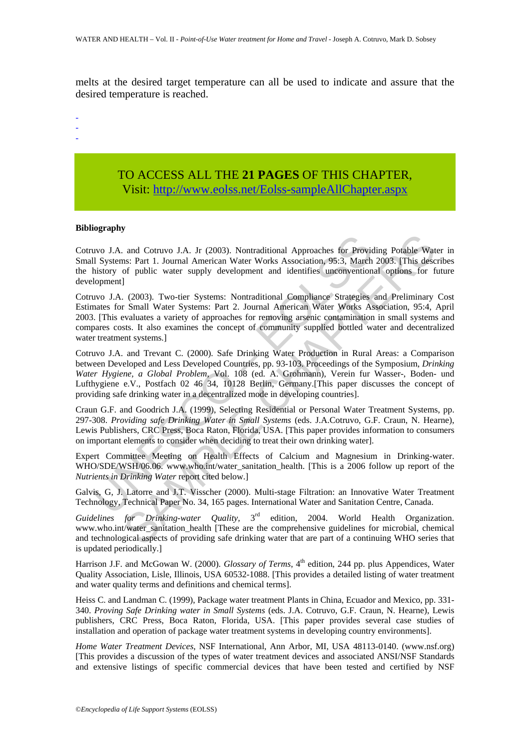melts at the desired target temperature can all be used to indicate and assure that the desired temperature is reached.

-
-
-

TO ACCESS ALL THE **21 PAGES** OF THIS CHAPTER,
Visit: http://www.eolss.net/Eolss-sampleAllChapter.aspx

**Bibliography**

Cotruvo J.A. and Cotruvo J.A. Jr (2003). Nontraditional Approaches for Providing Potable Water in Small Systems: Part 1. Journal American Water Works Association, 95:3, March 2003. [This describes the history of public water supply development and identifies unconventional options for future development]

Cotruvo J.A. (2003). Two-tier Systems: Nontraditional Compliance Strategies and Preliminary Cost Estimates for Small Water Systems: Part 2. Journal American Water Works Association, 95:4, April 2003. [This evaluates a variety of approaches for removing arsenic contamination in small systems and compares costs. It also examines the concept of community supplied bottled water and decentralized water treatment systems.]

Cotruvo J.A. and Trevant C. (2000). Safe Drinking Water Production in Rural Areas: a Comparison between Developed and Less Developed Countries, pp. 93-103. Proceedings of the Symposium, *Drinking Water Hygiene, a Global Problem*, Vol. 108 (ed. A. Grohmann), Verein fur Wasser-, Boden- und Lufthygiene e.V., Postfach 02 46 34, 10128 Berlin, Germany.[This paper discusses the concept of providing safe drinking water in a decentralized mode in developing countries].

Craun G.F. and Goodrich J.A. (1999), Selecting Residential or Personal Water Treatment Systems, pp. 297-308. *Providing safe Drinking Water in Small Systems* (eds. J.A.Cotruvo, G.F. Craun, N. Hearne), Lewis Publishers, CRC Press, Boca Raton, Florida, USA. [This paper provides information to consumers on important elements to consider when deciding to treat their own drinking water].

Expert Committee Meeting on Health Effects of Calcium and Magnesium in Drinking-water. WHO/SDE/WSH/06.06. www.who.int/water_sanitation_health. [This is a 2006 follow up report of the *Nutrients in Drinking Water* report cited below.]

Galvis, G, J. Latorre and J.T. Visscher (2000). Multi-stage Filtration: an Innovative Water Treatment Technology, Technical Paper No. 34, 165 pages. International Water and Sanitation Centre, Canada.

*Guidelines for Drinking-water Quality*, 3rd edition, 2004. World Health Organization. www.who.int/water_sanitation_health [These are the comprehensive guidelines for microbial, chemical and technological aspects of providing safe drinking water that are part of a continuing WHO series that is updated periodically.]

Harrison J.F. and McGowan W. (2000). *Glossary of Terms*, 4th edition, 244 pp. plus Appendices, Water Quality Association, Lisle, Illinois, USA 60532-1088. [This provides a detailed listing of water treatment and water quality terms and definitions and chemical terms].

Heiss C. and Landman C. (1999), Package water treatment Plants in China, Ecuador and Mexico, pp. 331-340. *Proving Safe Drinking water in Small Systems* (eds. J.A. Cotruvo, G.F. Craun, N. Hearne), Lewis publishers, CRC Press, Boca Raton, Florida, USA. [This paper provides several case studies of installation and operation of package water treatment systems in developing country environments].

*Home Water Treatment Devices*, NSF International, Ann Arbor, MI, USA 48113-0140. (www.nsf.org) [This provides a discussion of the types of water treatment devices and associated ANSI/NSF Standards and extensive listings of specific commercial devices that have been tested and certified by NSF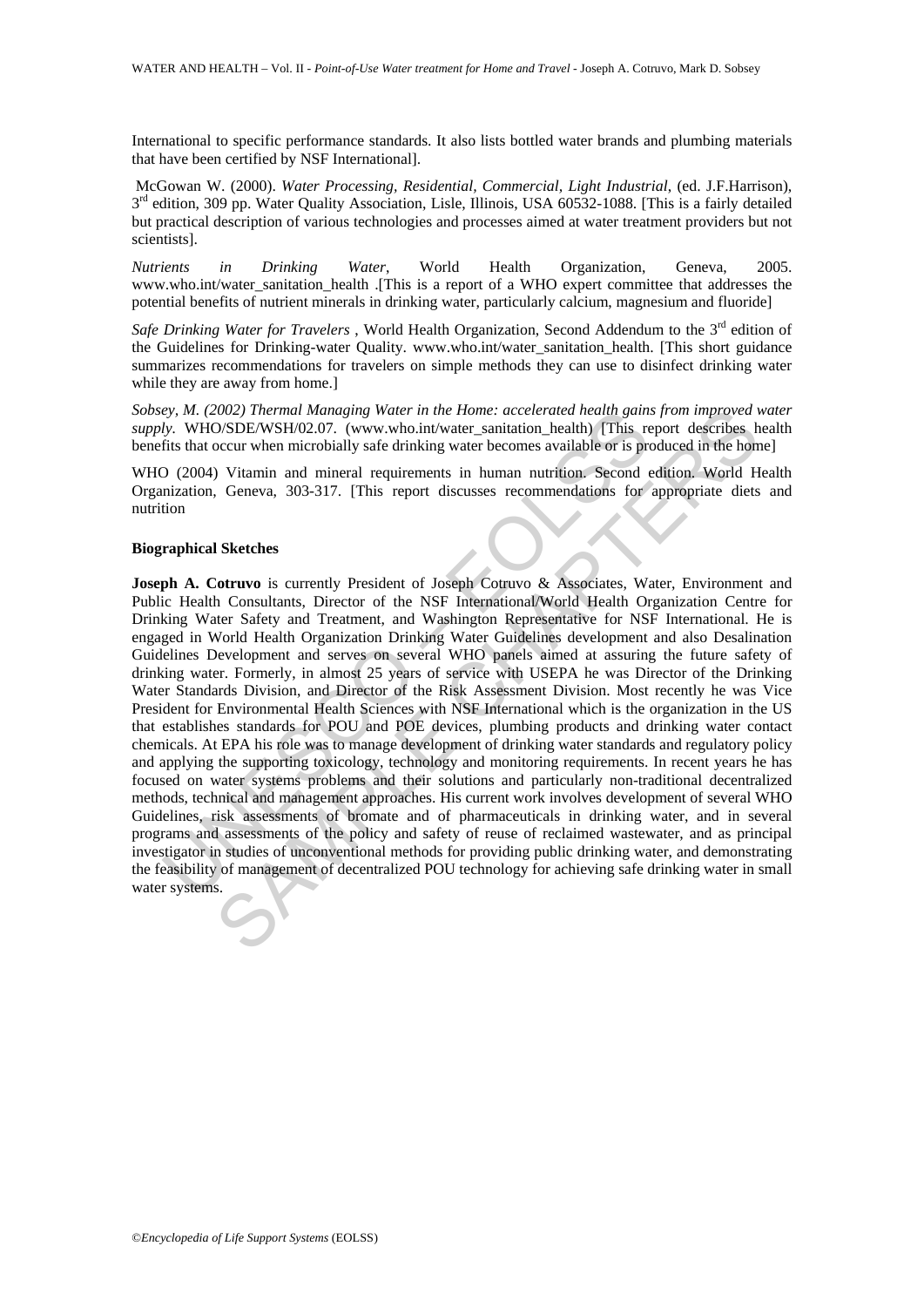International to specific performance standards. It also lists bottled water brands and plumbing materials that have been certified by NSF International].

McGowan W. (2000). *Water Processing, Residential, Commercial, Light Industrial*, (ed. J.F.Harrison), 3rd edition, 309 pp. Water Quality Association, Lisle, Illinois, USA 60532-1088. [This is a fairly detailed but practical description of various technologies and processes aimed at water treatment providers but not scientists].

*Nutrients in Drinking Water*, World Health Organization, Geneva, 2005. www.who.int/water_sanitation_health .[This is a report of a WHO expert committee that addresses the potential benefits of nutrient minerals in drinking water, particularly calcium, magnesium and fluoride]

*Safe Drinking Water for Travelers* , World Health Organization, Second Addendum to the 3rd edition of the Guidelines for Drinking-water Quality. www.who.int/water_sanitation_health. [This short guidance summarizes recommendations for travelers on simple methods they can use to disinfect drinking water while they are away from home.]

*Sobsey, M. (2002) Thermal Managing Water in the Home: accelerated health gains from improved water supply.* WHO/SDE/WSH/02.07. (www.who.int/water_sanitation_health) [This report describes health benefits that occur when microbially safe drinking water becomes available or is produced in the home]

WHO (2004) Vitamin and mineral requirements in human nutrition. Second edition. World Health Organization, Geneva, 303-317. [This report discusses recommendations for appropriate diets and nutrition

**Biographical Sketches**

**Joseph A. Cotruvo** is currently President of Joseph Cotruvo & Associates, Water, Environment and Public Health Consultants, Director of the NSF International/World Health Organization Centre for Drinking Water Safety and Treatment, and Washington Representative for NSF International. He is engaged in World Health Organization Drinking Water Guidelines development and also Desalination Guidelines Development and serves on several WHO panels aimed at assuring the future safety of drinking water. Formerly, in almost 25 years of service with USEPA he was Director of the Drinking Water Standards Division, and Director of the Risk Assessment Division. Most recently he was Vice President for Environmental Health Sciences with NSF International which is the organization in the US that establishes standards for POU and POE devices, plumbing products and drinking water contact chemicals. At EPA his role was to manage development of drinking water standards and regulatory policy and applying the supporting toxicology, technology and monitoring requirements. In recent years he has focused on water systems problems and their solutions and particularly non-traditional decentralized methods, technical and management approaches. His current work involves development of several WHO Guidelines, risk assessments of bromate and of pharmaceuticals in drinking water, and in several programs and assessments of the policy and safety of reuse of reclaimed wastewater, and as principal investigator in studies of unconventional methods for providing public drinking water, and demonstrating the feasibility of management of decentralized POU technology for achieving safe drinking water in small water systems.